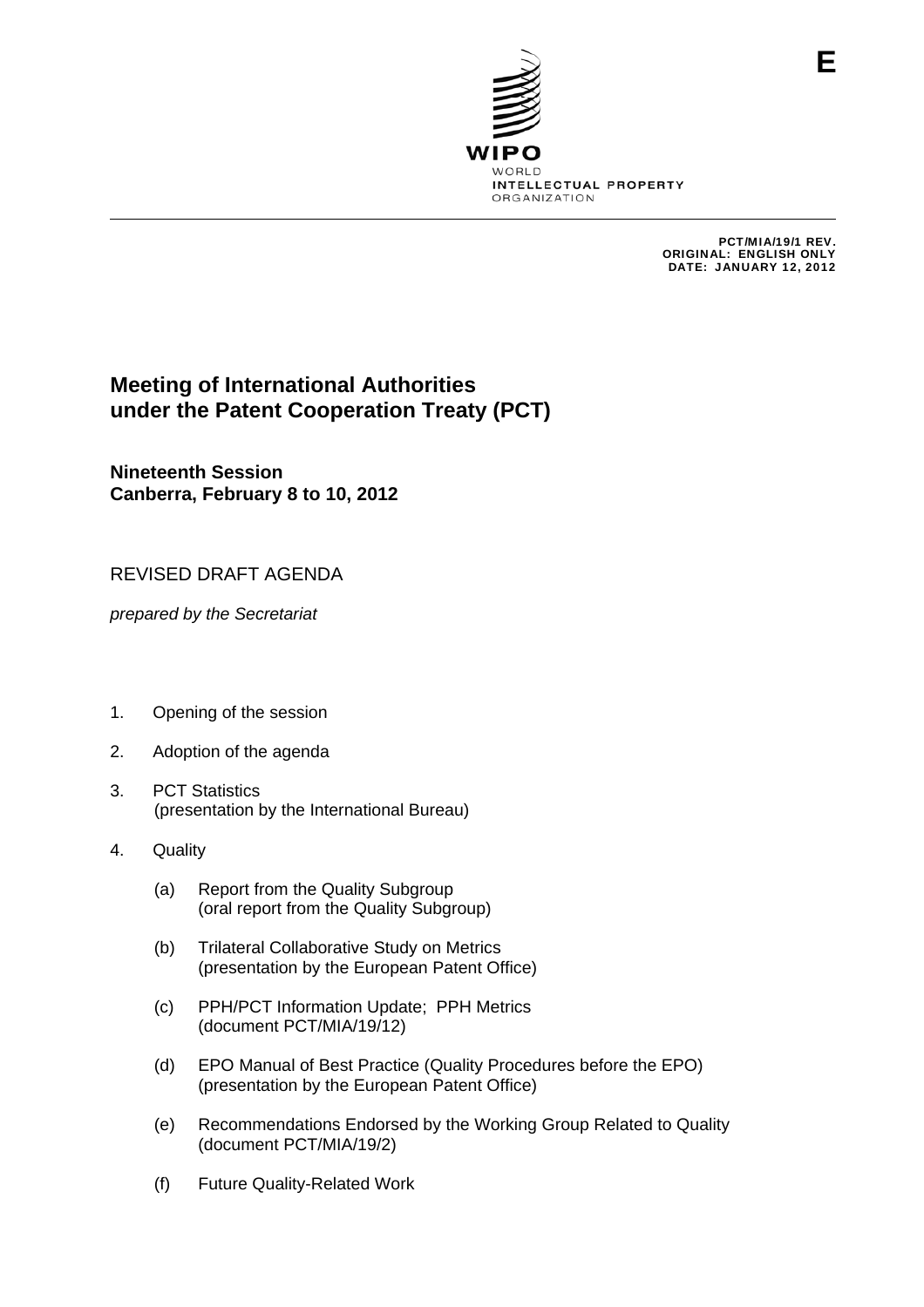E

WIPO
WORLD
INTELLECTUAL PROPERTY
ORGANIZATION

PCT/MIA/19/1 REV.
ORIGINAL: ENGLISH ONLY
DATE: JANUARY 12, 2012

# Meeting of International Authorities under the Patent Cooperation Treaty (PCT)

**Nineteenth Session**
**Canberra, February 8 to 10, 2012**

REVISED DRAFT AGENDA

*prepared by the Secretariat*

1. Opening of the session

2. Adoption of the agenda

3. PCT Statistics
   (presentation by the International Bureau)

4. Quality

   (a) Report from the Quality Subgroup
   (oral report from the Quality Subgroup)

   (b) Trilateral Collaborative Study on Metrics
   (presentation by the European Patent Office)

   (c) PPH/PCT Information Update; PPH Metrics
   (document PCT/MIA/19/12)

   (d) EPO Manual of Best Practice (Quality Procedures before the EPO)
   (presentation by the European Patent Office)

   (e) Recommendations Endorsed by the Working Group Related to Quality
   (document PCT/MIA/19/2)

   (f) Future Quality-Related Work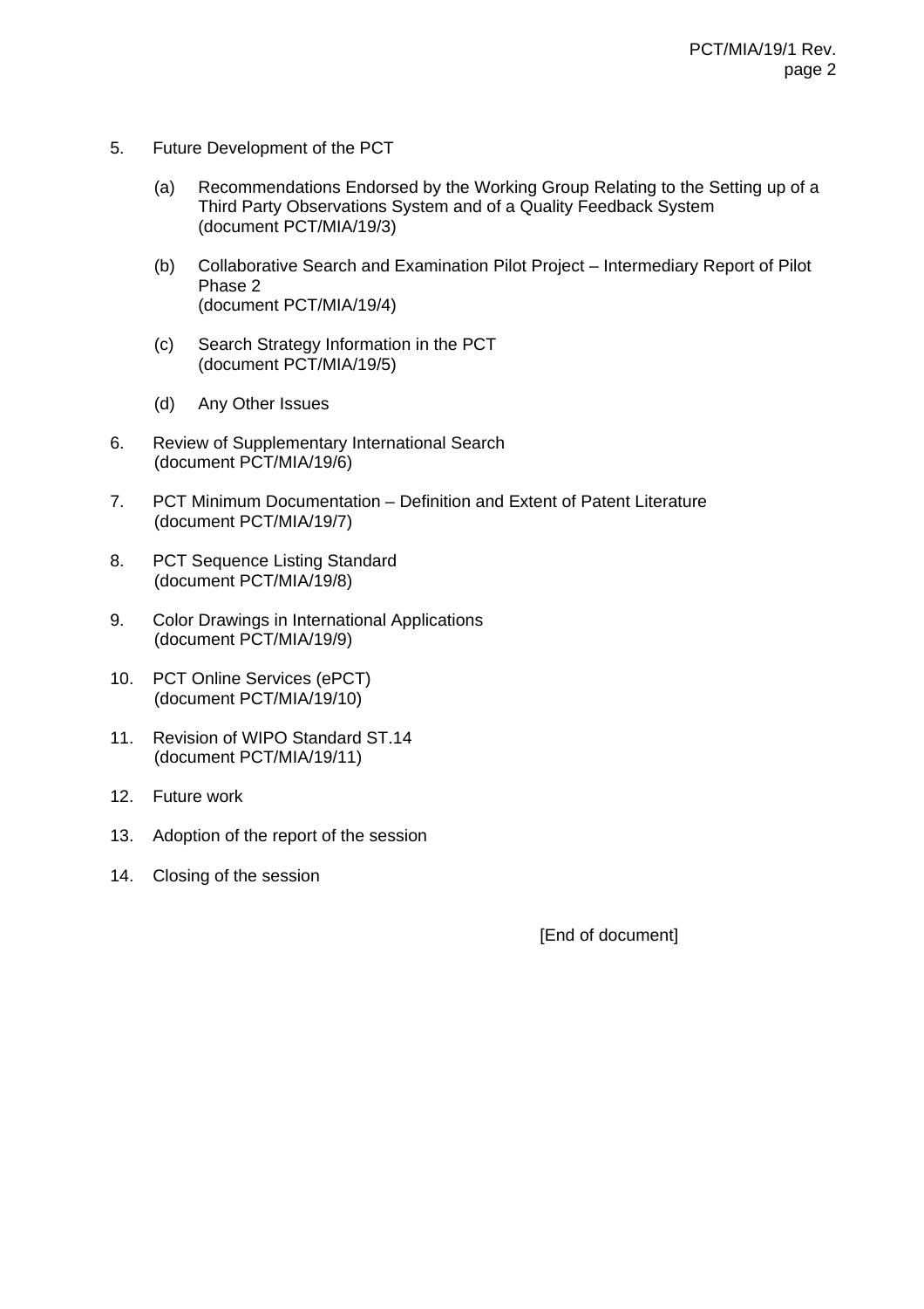5. Future Development of the PCT

   (a) Recommendations Endorsed by the Working Group Relating to the Setting up of a Third Party Observations System and of a Quality Feedback System
   (document PCT/MIA/19/3)

   (b) Collaborative Search and Examination Pilot Project – Intermediary Report of Pilot Phase 2
   (document PCT/MIA/19/4)

   (c) Search Strategy Information in the PCT
   (document PCT/MIA/19/5)

   (d) Any Other Issues

6. Review of Supplementary International Search
   (document PCT/MIA/19/6)

7. PCT Minimum Documentation – Definition and Extent of Patent Literature
   (document PCT/MIA/19/7)

8. PCT Sequence Listing Standard
   (document PCT/MIA/19/8)

9. Color Drawings in International Applications
   (document PCT/MIA/19/9)

10. PCT Online Services (ePCT)
    (document PCT/MIA/19/10)

11. Revision of WIPO Standard ST.14
    (document PCT/MIA/19/11)

12. Future work

13. Adoption of the report of the session

14. Closing of the session

[End of document]